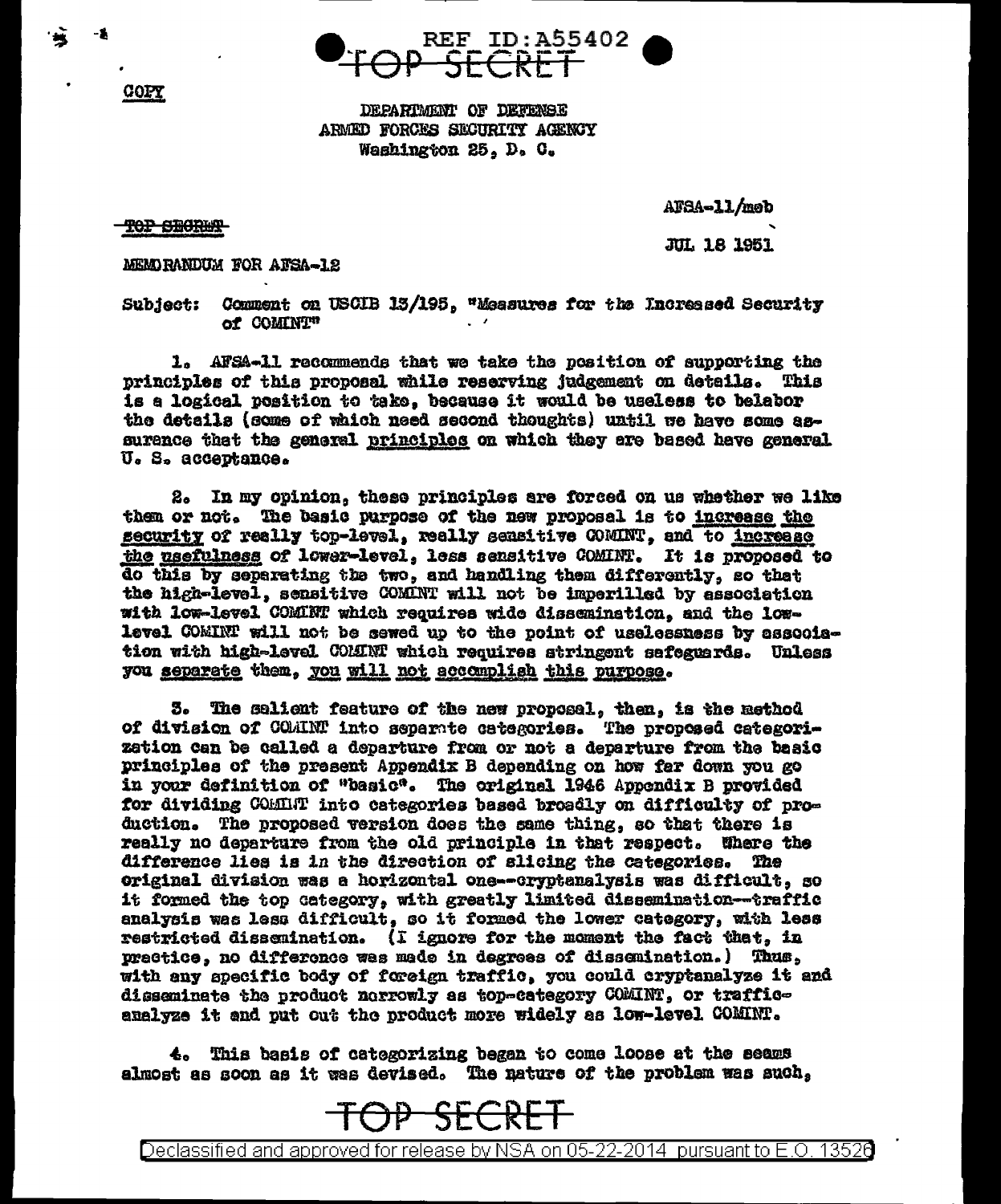REF ID:A55402

~~TOP SECRET~~

COPY

DEPARTMENT OF DEFENSE
ARMED FORCES SECURITY AGENCY
Washington 25, D. C.

~~TOP SECRET~~

AFSA-11/meb

JUL 18 1951

MEMORANDUM FOR AFSA-12

Subject: Comment on USCIB 13/195, "Measures for the Increased Security of COMINT"

1. AFSA-11 recommends that we take the position of supporting the principles of this proposal while reserving judgement on details. This is a logical position to take, because it would be useless to belabor the details (some of which need second thoughts) until we have some assurance that the general principles on which they are based have general U. S. acceptance.

2. In my opinion, these principles are forced on us whether we like them or not. The basic purpose of the new proposal is to increase the security of really top-level, really sensitive COMINT, and to increase the usefulness of lower-level, less sensitive COMINT. It is proposed to do this by separating the two, and handling them differently, so that the high-level, sensitive COMINT will not be imperilled by association with low-level COMINT which requires wide dissemination, and the low-level COMINT will not be sewed up to the point of uselessness by association with high-level COMINT which requires stringent safeguards. Unless you separate them, you will not accomplish this purpose.

3. The salient feature of the new proposal, then, is the method of division of COMINT into separate categories. The proposed categorization can be called a departure from or not a departure from the basic principles of the present Appendix B depending on how far down you go in your definition of "basic". The original 1946 Appendix B provided for dividing COMINT into categories based broadly on difficulty of production. The proposed version does the same thing, so that there is really no departure from the old principle in that respect. Where the difference lies is in the direction of slicing the categories. The original division was a horizontal one--cryptanalysis was difficult, so it formed the top category, with greatly limited dissemination--traffic analysis was less difficult, so it formed the lower category, with less restricted dissemination. (I ignore for the moment the fact that, in practice, no difference was made in degrees of dissemination.) Thus, with any specific body of foreign traffic, you could cryptanalyze it and disseminate the product narrowly as top-category COMINT, or traffic-analyze it and put out the product more widely as low-level COMINT.

4. This basis of categorizing began to come loose at the seams almost as soon as it was devised. The nature of the problem was such,

~~TOP SECRET~~

Declassified and approved for release by NSA on 05-22-2014 pursuant to E.O. 13526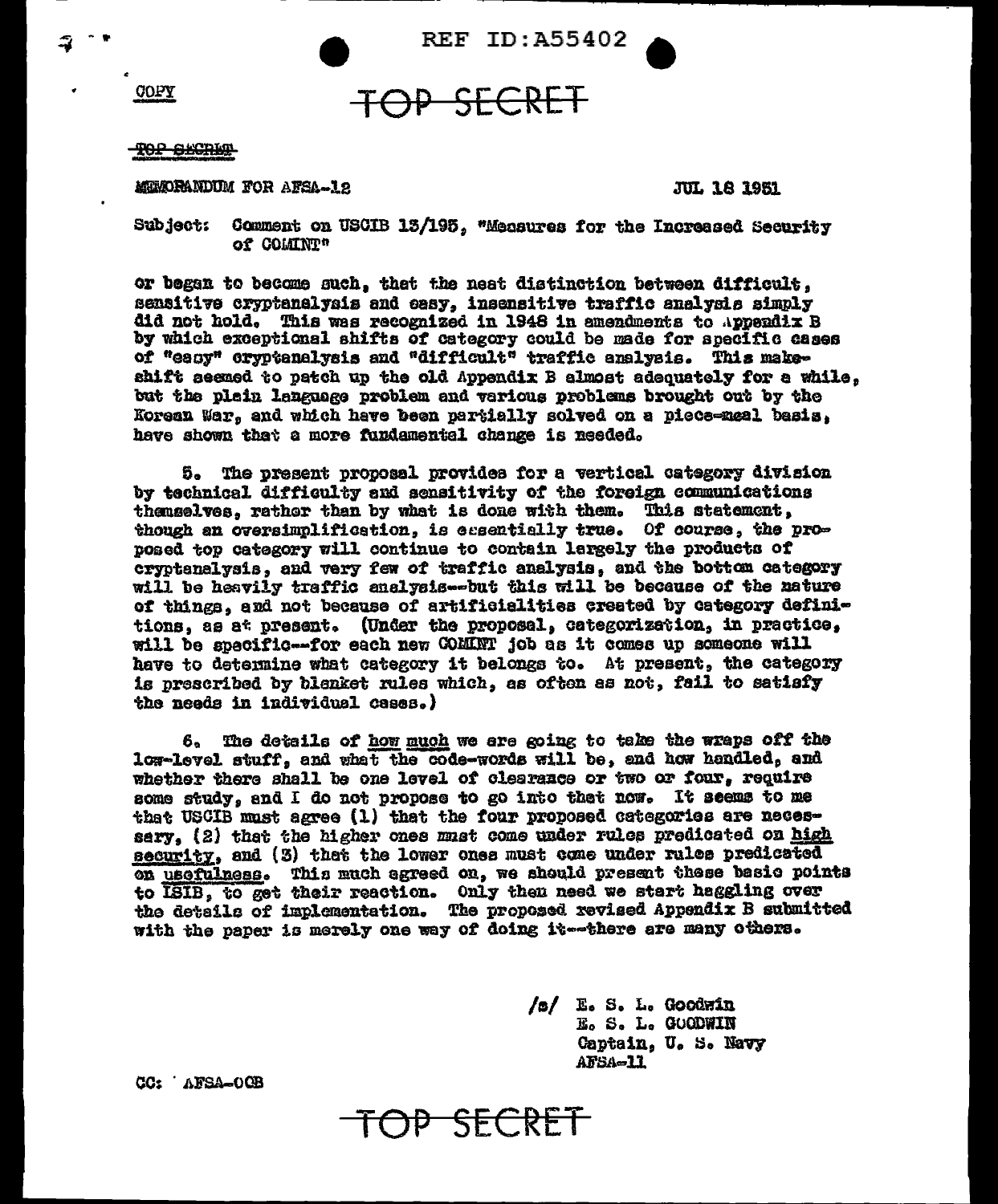COPY

TOP SECRET

MEMORANDUM FOR AFSA-12

JUL 18 1951

Subject: Comment on USCIB 13/195, "Measures for the Increased Security of COMINT"

or began to become such, that the neat distinction between difficult, sensitive cryptanalysis and easy, insensitive traffic analysis simply did not hold. This was recognized in 1948 in amendments to Appendix B by which exceptional shifts of category could be made for specific cases of "easy" cryptanalysis and "difficult" traffic analysis. This make-shift seemed to patch up the old Appendix B almost adequately for a while, but the plain language problem and various problems brought out by the Korean War, and which have been partially solved on a piece-meal basis, have shown that a more fundamental change is needed.

5. The present proposal provides for a vertical category division by technical difficulty and sensitivity of the foreign communications themselves, rather than by what is done with them. This statement, though an oversimplification, is essentially true. Of course, the proposed top category will continue to contain largely the products of cryptanalysis, and very few of traffic analysis, and the bottom category will be heavily traffic analysis--but this will be because of the nature of things, and not because of artificialities created by category definitions, as at present. (Under the proposal, categorization, in practice, will be specific--for each new COMINT job as it comes up someone will have to determine what category it belongs to. At present, the category is prescribed by blanket rules which, as often as not, fail to satisfy the needs in individual cases.)

6. The details of how much we are going to take the wraps off the low-level stuff, and what the code-words will be, and how handled, and whether there shall be one level of clearance or two or four, require some study, and I do not propose to go into that now. It seems to me that USCIB must agree (1) that the four proposed categories are necessary, (2) that the higher ones must come under rules predicated on high security, and (3) that the lower ones must come under rules predicated on usefulness. This much agreed on, we should present these basic points to ISIB, to get their reaction. Only then need we start haggling over the details of implementation. The proposed revised Appendix B submitted with the paper is merely one way of doing it--there are many others.

/s/ E. S. L. Goodwin
E. S. L. GOODWIN
Captain, U. S. Navy
AFSA-11

CC: AFSA-OCB

TOP SECRET